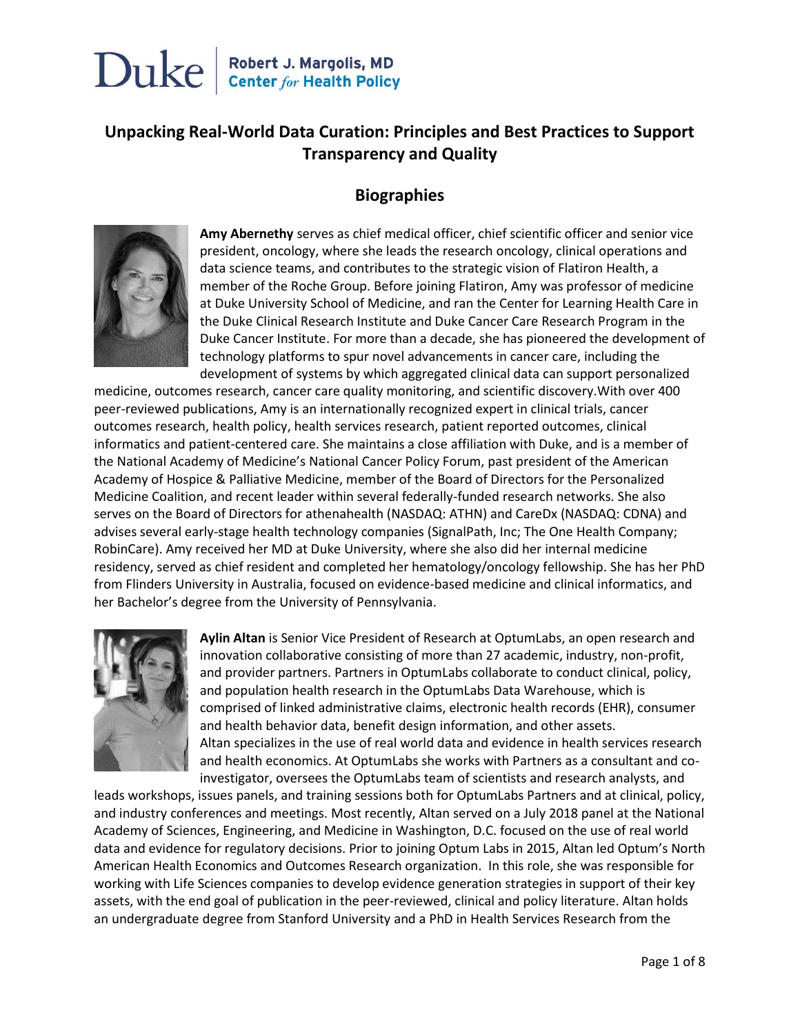# Unpacking Real-World Data Curation: Principles and Best Practices to Support Transparency and Quality

## Biographies

**Amy Abernethy** serves as chief medical officer, chief scientific officer and senior vice president, oncology, where she leads the research oncology, clinical operations and data science teams, and contributes to the strategic vision of Flatiron Health, a member of the Roche Group. Before joining Flatiron, Amy was professor of medicine at Duke University School of Medicine, and ran the Center for Learning Health Care in the Duke Clinical Research Institute and Duke Cancer Care Research Program in the Duke Cancer Institute. For more than a decade, she has pioneered the development of technology platforms to spur novel advancements in cancer care, including the development of systems by which aggregated clinical data can support personalized medicine, outcomes research, cancer care quality monitoring, and scientific discovery.With over 400 peer-reviewed publications, Amy is an internationally recognized expert in clinical trials, cancer outcomes research, health policy, health services research, patient reported outcomes, clinical informatics and patient-centered care. She maintains a close affiliation with Duke, and is a member of the National Academy of Medicine's National Cancer Policy Forum, past president of the American Academy of Hospice & Palliative Medicine, member of the Board of Directors for the Personalized Medicine Coalition, and recent leader within several federally-funded research networks. She also serves on the Board of Directors for athenahealth (NASDAQ: ATHN) and CareDx (NASDAQ: CDNA) and advises several early-stage health technology companies (SignalPath, Inc; The One Health Company; RobinCare). Amy received her MD at Duke University, where she also did her internal medicine residency, served as chief resident and completed her hematology/oncology fellowship. She has her PhD from Flinders University in Australia, focused on evidence-based medicine and clinical informatics, and her Bachelor's degree from the University of Pennsylvania.

**Aylin Altan** is Senior Vice President of Research at OptumLabs, an open research and innovation collaborative consisting of more than 27 academic, industry, non-profit, and provider partners. Partners in OptumLabs collaborate to conduct clinical, policy, and population health research in the OptumLabs Data Warehouse, which is comprised of linked administrative claims, electronic health records (EHR), consumer and health behavior data, benefit design information, and other assets. Altan specializes in the use of real world data and evidence in health services research and health economics. At OptumLabs she works with Partners as a consultant and co-investigator, oversees the OptumLabs team of scientists and research analysts, and leads workshops, issues panels, and training sessions both for OptumLabs Partners and at clinical, policy, and industry conferences and meetings. Most recently, Altan served on a July 2018 panel at the National Academy of Sciences, Engineering, and Medicine in Washington, D.C. focused on the use of real world data and evidence for regulatory decisions. Prior to joining Optum Labs in 2015, Altan led Optum's North American Health Economics and Outcomes Research organization. In this role, she was responsible for working with Life Sciences companies to develop evidence generation strategies in support of their key assets, with the end goal of publication in the peer-reviewed, clinical and policy literature. Altan holds an undergraduate degree from Stanford University and a PhD in Health Services Research from the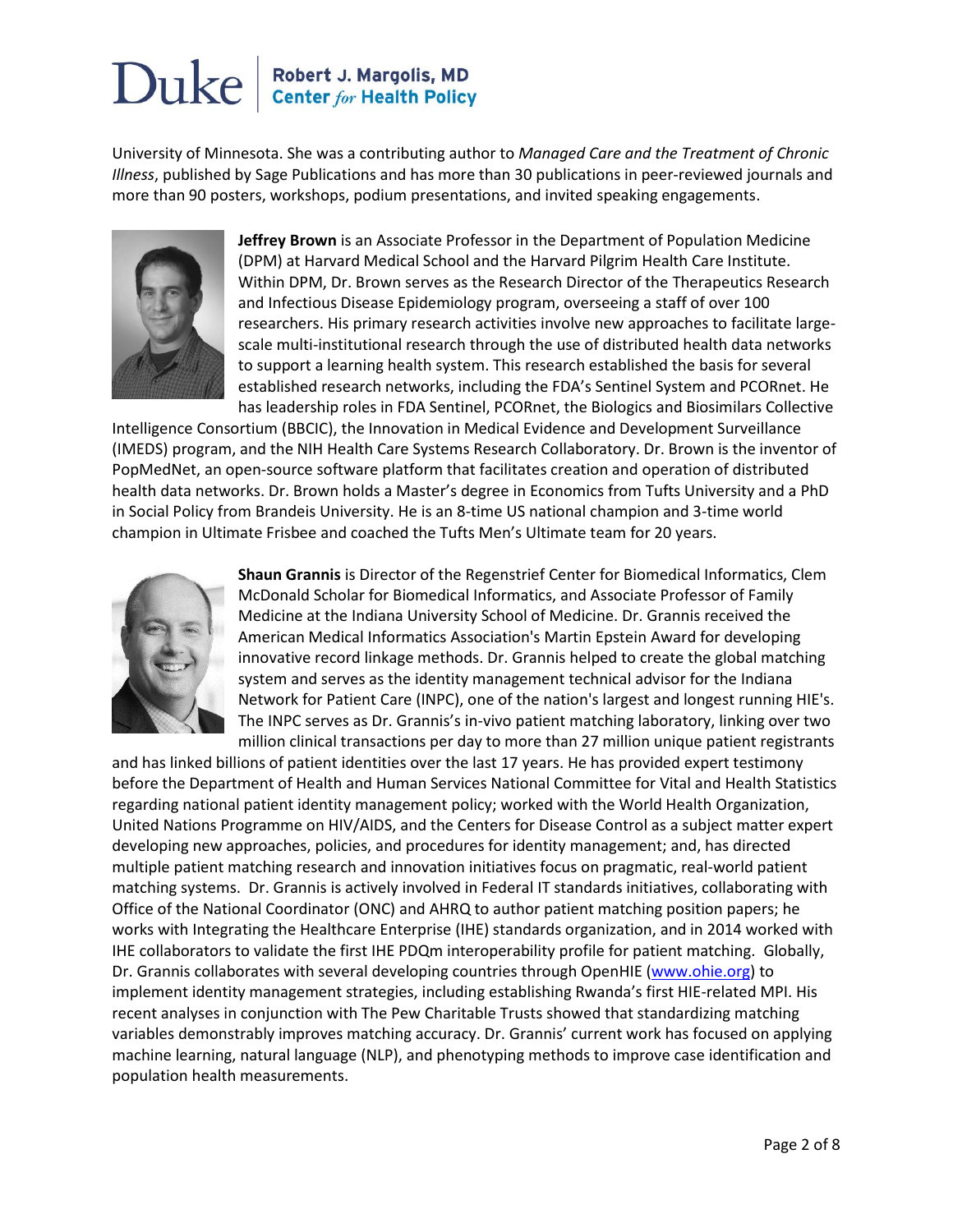University of Minnesota. She was a contributing author to *Managed Care and the Treatment of Chronic Illness*, published by Sage Publications and has more than 30 publications in peer-reviewed journals and more than 90 posters, workshops, podium presentations, and invited speaking engagements.

**Jeffrey Brown** is an Associate Professor in the Department of Population Medicine (DPM) at Harvard Medical School and the Harvard Pilgrim Health Care Institute. Within DPM, Dr. Brown serves as the Research Director of the Therapeutics Research and Infectious Disease Epidemiology program, overseeing a staff of over 100 researchers. His primary research activities involve new approaches to facilitate large-scale multi-institutional research through the use of distributed health data networks to support a learning health system. This research established the basis for several established research networks, including the FDA's Sentinel System and PCORnet. He has leadership roles in FDA Sentinel, PCORnet, the Biologics and Biosimilars Collective Intelligence Consortium (BBCIC), the Innovation in Medical Evidence and Development Surveillance (IMEDS) program, and the NIH Health Care Systems Research Collaboratory. Dr. Brown is the inventor of PopMedNet, an open-source software platform that facilitates creation and operation of distributed health data networks. Dr. Brown holds a Master's degree in Economics from Tufts University and a PhD in Social Policy from Brandeis University. He is an 8-time US national champion and 3-time world champion in Ultimate Frisbee and coached the Tufts Men's Ultimate team for 20 years.

**Shaun Grannis** is Director of the Regenstrief Center for Biomedical Informatics, Clem McDonald Scholar for Biomedical Informatics, and Associate Professor of Family Medicine at the Indiana University School of Medicine. Dr. Grannis received the American Medical Informatics Association's Martin Epstein Award for developing innovative record linkage methods. Dr. Grannis helped to create the global matching system and serves as the identity management technical advisor for the Indiana Network for Patient Care (INPC), one of the nation's largest and longest running HIE's. The INPC serves as Dr. Grannis's in-vivo patient matching laboratory, linking over two million clinical transactions per day to more than 27 million unique patient registrants and has linked billions of patient identities over the last 17 years. He has provided expert testimony before the Department of Health and Human Services National Committee for Vital and Health Statistics regarding national patient identity management policy; worked with the World Health Organization, United Nations Programme on HIV/AIDS, and the Centers for Disease Control as a subject matter expert developing new approaches, policies, and procedures for identity management; and, has directed multiple patient matching research and innovation initiatives focus on pragmatic, real-world patient matching systems. Dr. Grannis is actively involved in Federal IT standards initiatives, collaborating with Office of the National Coordinator (ONC) and AHRQ to author patient matching position papers; he works with Integrating the Healthcare Enterprise (IHE) standards organization, and in 2014 worked with IHE collaborators to validate the first IHE PDQm interoperability profile for patient matching. Globally, Dr. Grannis collaborates with several developing countries through OpenHIE (www.ohie.org) to implement identity management strategies, including establishing Rwanda's first HIE-related MPI. His recent analyses in conjunction with The Pew Charitable Trusts showed that standardizing matching variables demonstrably improves matching accuracy. Dr. Grannis' current work has focused on applying machine learning, natural language (NLP), and phenotyping methods to improve case identification and population health measurements.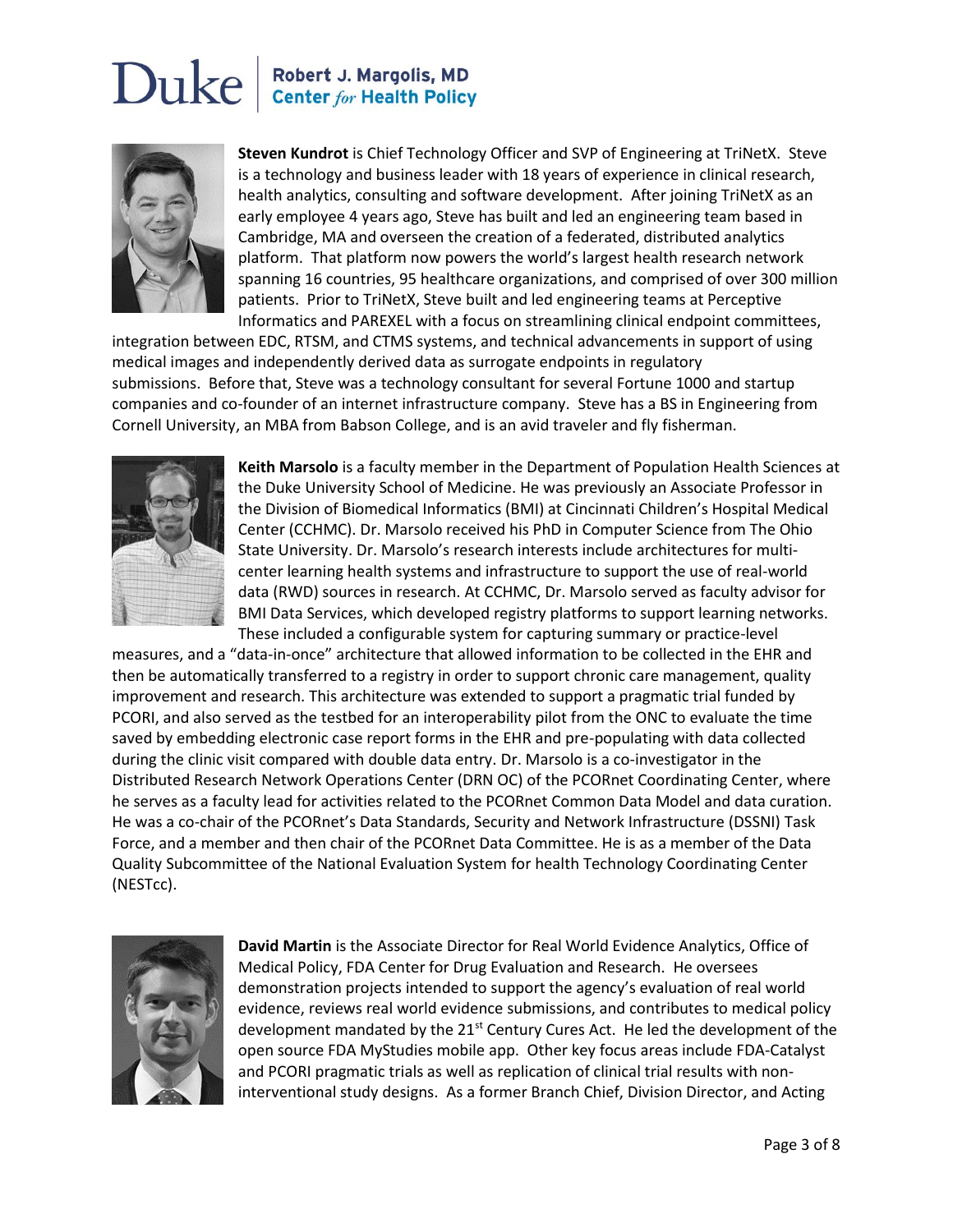**Steven Kundrot** is Chief Technology Officer and SVP of Engineering at TriNetX. Steve is a technology and business leader with 18 years of experience in clinical research, health analytics, consulting and software development. After joining TriNetX as an early employee 4 years ago, Steve has built and led an engineering team based in Cambridge, MA and overseen the creation of a federated, distributed analytics platform. That platform now powers the world's largest health research network spanning 16 countries, 95 healthcare organizations, and comprised of over 300 million patients. Prior to TriNetX, Steve built and led engineering teams at Perceptive Informatics and PAREXEL with a focus on streamlining clinical endpoint committees, integration between EDC, RTSM, and CTMS systems, and technical advancements in support of using medical images and independently derived data as surrogate endpoints in regulatory submissions. Before that, Steve was a technology consultant for several Fortune 1000 and startup companies and co-founder of an internet infrastructure company. Steve has a BS in Engineering from Cornell University, an MBA from Babson College, and is an avid traveler and fly fisherman.

**Keith Marsolo** is a faculty member in the Department of Population Health Sciences at the Duke University School of Medicine. He was previously an Associate Professor in the Division of Biomedical Informatics (BMI) at Cincinnati Children's Hospital Medical Center (CCHMC). Dr. Marsolo received his PhD in Computer Science from The Ohio State University. Dr. Marsolo's research interests include architectures for multi-center learning health systems and infrastructure to support the use of real-world data (RWD) sources in research. At CCHMC, Dr. Marsolo served as faculty advisor for BMI Data Services, which developed registry platforms to support learning networks. These included a configurable system for capturing summary or practice-level measures, and a "data-in-once" architecture that allowed information to be collected in the EHR and then be automatically transferred to a registry in order to support chronic care management, quality improvement and research. This architecture was extended to support a pragmatic trial funded by PCORI, and also served as the testbed for an interoperability pilot from the ONC to evaluate the time saved by embedding electronic case report forms in the EHR and pre-populating with data collected during the clinic visit compared with double data entry. Dr. Marsolo is a co-investigator in the Distributed Research Network Operations Center (DRN OC) of the PCORnet Coordinating Center, where he serves as a faculty lead for activities related to the PCORnet Common Data Model and data curation. He was a co-chair of the PCORnet's Data Standards, Security and Network Infrastructure (DSSNI) Task Force, and a member and then chair of the PCORnet Data Committee. He is as a member of the Data Quality Subcommittee of the National Evaluation System for health Technology Coordinating Center (NESTcc).

**David Martin** is the Associate Director for Real World Evidence Analytics, Office of Medical Policy, FDA Center for Drug Evaluation and Research. He oversees demonstration projects intended to support the agency's evaluation of real world evidence, reviews real world evidence submissions, and contributes to medical policy development mandated by the 21st Century Cures Act. He led the development of the open source FDA MyStudies mobile app. Other key focus areas include FDA-Catalyst and PCORI pragmatic trials as well as replication of clinical trial results with non-interventional study designs. As a former Branch Chief, Division Director, and Acting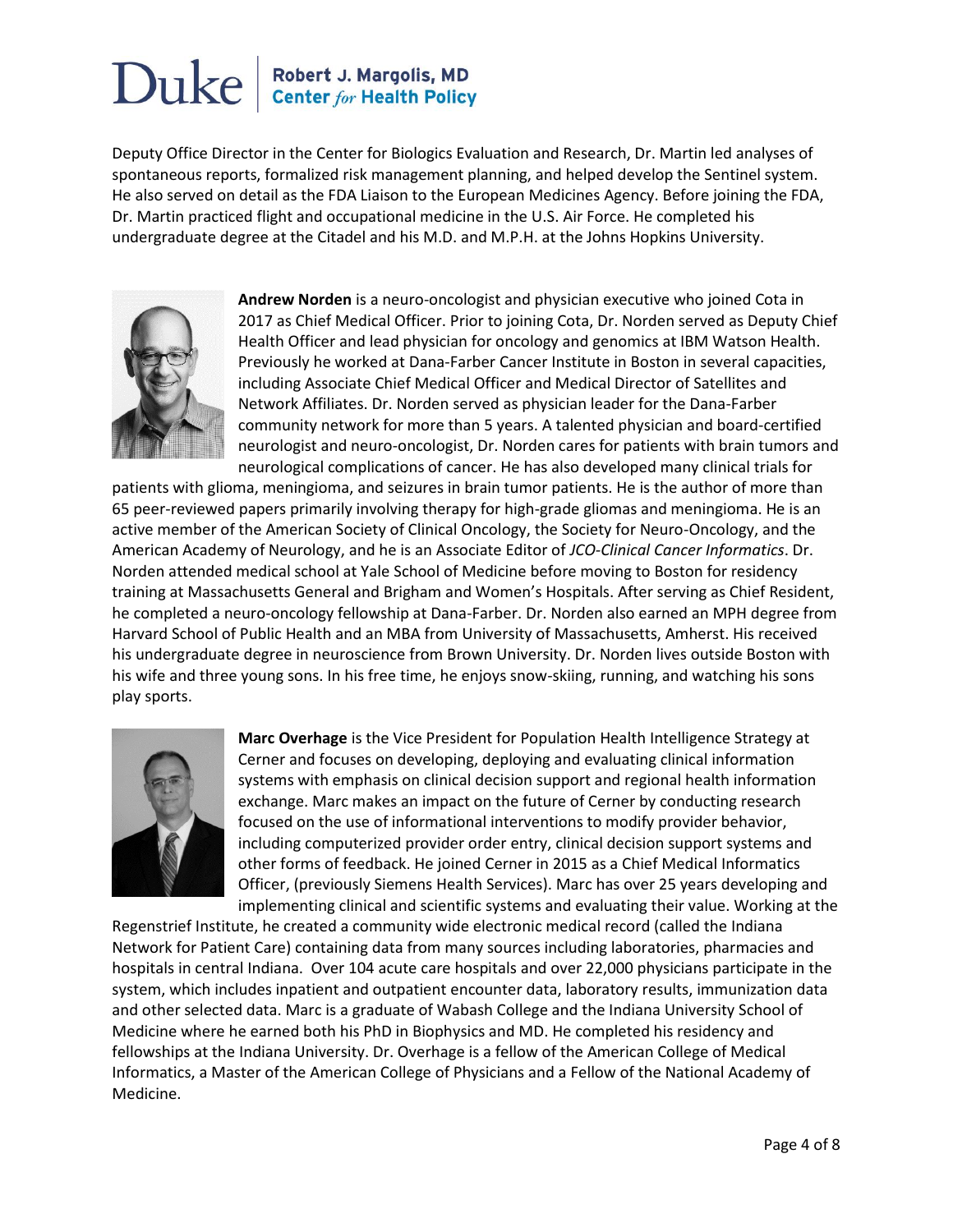Deputy Office Director in the Center for Biologics Evaluation and Research, Dr. Martin led analyses of spontaneous reports, formalized risk management planning, and helped develop the Sentinel system. He also served on detail as the FDA Liaison to the European Medicines Agency. Before joining the FDA, Dr. Martin practiced flight and occupational medicine in the U.S. Air Force. He completed his undergraduate degree at the Citadel and his M.D. and M.P.H. at the Johns Hopkins University.

**Andrew Norden** is a neuro-oncologist and physician executive who joined Cota in 2017 as Chief Medical Officer. Prior to joining Cota, Dr. Norden served as Deputy Chief Health Officer and lead physician for oncology and genomics at IBM Watson Health. Previously he worked at Dana-Farber Cancer Institute in Boston in several capacities, including Associate Chief Medical Officer and Medical Director of Satellites and Network Affiliates. Dr. Norden served as physician leader for the Dana-Farber community network for more than 5 years. A talented physician and board-certified neurologist and neuro-oncologist, Dr. Norden cares for patients with brain tumors and neurological complications of cancer. He has also developed many clinical trials for patients with glioma, meningioma, and seizures in brain tumor patients. He is the author of more than 65 peer-reviewed papers primarily involving therapy for high-grade gliomas and meningioma. He is an active member of the American Society of Clinical Oncology, the Society for Neuro-Oncology, and the American Academy of Neurology, and he is an Associate Editor of *JCO-Clinical Cancer Informatics*. Dr. Norden attended medical school at Yale School of Medicine before moving to Boston for residency training at Massachusetts General and Brigham and Women's Hospitals. After serving as Chief Resident, he completed a neuro-oncology fellowship at Dana-Farber. Dr. Norden also earned an MPH degree from Harvard School of Public Health and an MBA from University of Massachusetts, Amherst. His received his undergraduate degree in neuroscience from Brown University. Dr. Norden lives outside Boston with his wife and three young sons. In his free time, he enjoys snow-skiing, running, and watching his sons play sports.

**Marc Overhage** is the Vice President for Population Health Intelligence Strategy at Cerner and focuses on developing, deploying and evaluating clinical information systems with emphasis on clinical decision support and regional health information exchange. Marc makes an impact on the future of Cerner by conducting research focused on the use of informational interventions to modify provider behavior, including computerized provider order entry, clinical decision support systems and other forms of feedback. He joined Cerner in 2015 as a Chief Medical Informatics Officer, (previously Siemens Health Services). Marc has over 25 years developing and implementing clinical and scientific systems and evaluating their value. Working at the Regenstrief Institute, he created a community wide electronic medical record (called the Indiana Network for Patient Care) containing data from many sources including laboratories, pharmacies and hospitals in central Indiana. Over 104 acute care hospitals and over 22,000 physicians participate in the system, which includes inpatient and outpatient encounter data, laboratory results, immunization data and other selected data. Marc is a graduate of Wabash College and the Indiana University School of Medicine where he earned both his PhD in Biophysics and MD. He completed his residency and fellowships at the Indiana University. Dr. Overhage is a fellow of the American College of Medical Informatics, a Master of the American College of Physicians and a Fellow of the National Academy of Medicine.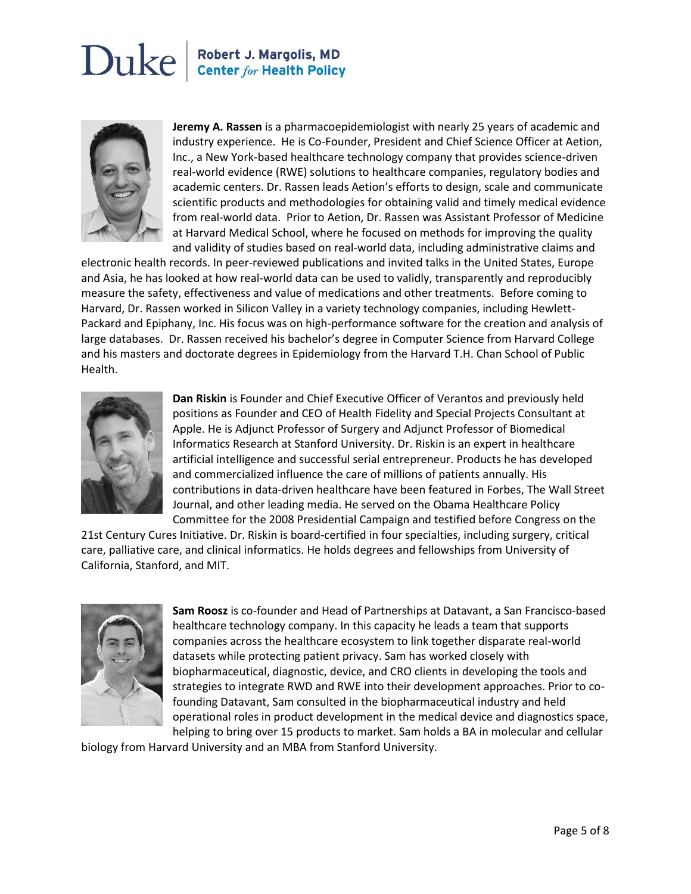**Jeremy A. Rassen** is a pharmacoepidemiologist with nearly 25 years of academic and industry experience. He is Co-Founder, President and Chief Science Officer at Aetion, Inc., a New York-based healthcare technology company that provides science-driven real-world evidence (RWE) solutions to healthcare companies, regulatory bodies and academic centers. Dr. Rassen leads Aetion's efforts to design, scale and communicate scientific products and methodologies for obtaining valid and timely medical evidence from real-world data. Prior to Aetion, Dr. Rassen was Assistant Professor of Medicine at Harvard Medical School, where he focused on methods for improving the quality and validity of studies based on real-world data, including administrative claims and electronic health records. In peer-reviewed publications and invited talks in the United States, Europe and Asia, he has looked at how real-world data can be used to validly, transparently and reproducibly measure the safety, effectiveness and value of medications and other treatments. Before coming to Harvard, Dr. Rassen worked in Silicon Valley in a variety technology companies, including Hewlett-Packard and Epiphany, Inc. His focus was on high-performance software for the creation and analysis of large databases. Dr. Rassen received his bachelor's degree in Computer Science from Harvard College and his masters and doctorate degrees in Epidemiology from the Harvard T.H. Chan School of Public Health.

**Dan Riskin** is Founder and Chief Executive Officer of Verantos and previously held positions as Founder and CEO of Health Fidelity and Special Projects Consultant at Apple. He is Adjunct Professor of Surgery and Adjunct Professor of Biomedical Informatics Research at Stanford University. Dr. Riskin is an expert in healthcare artificial intelligence and successful serial entrepreneur. Products he has developed and commercialized influence the care of millions of patients annually. His contributions in data-driven healthcare have been featured in Forbes, The Wall Street Journal, and other leading media. He served on the Obama Healthcare Policy Committee for the 2008 Presidential Campaign and testified before Congress on the 21st Century Cures Initiative. Dr. Riskin is board-certified in four specialties, including surgery, critical care, palliative care, and clinical informatics. He holds degrees and fellowships from University of California, Stanford, and MIT.

**Sam Roosz** is co-founder and Head of Partnerships at Datavant, a San Francisco-based healthcare technology company. In this capacity he leads a team that supports companies across the healthcare ecosystem to link together disparate real-world datasets while protecting patient privacy. Sam has worked closely with biopharmaceutical, diagnostic, device, and CRO clients in developing the tools and strategies to integrate RWD and RWE into their development approaches. Prior to co-founding Datavant, Sam consulted in the biopharmaceutical industry and held operational roles in product development in the medical device and diagnostics space, helping to bring over 15 products to market. Sam holds a BA in molecular and cellular biology from Harvard University and an MBA from Stanford University.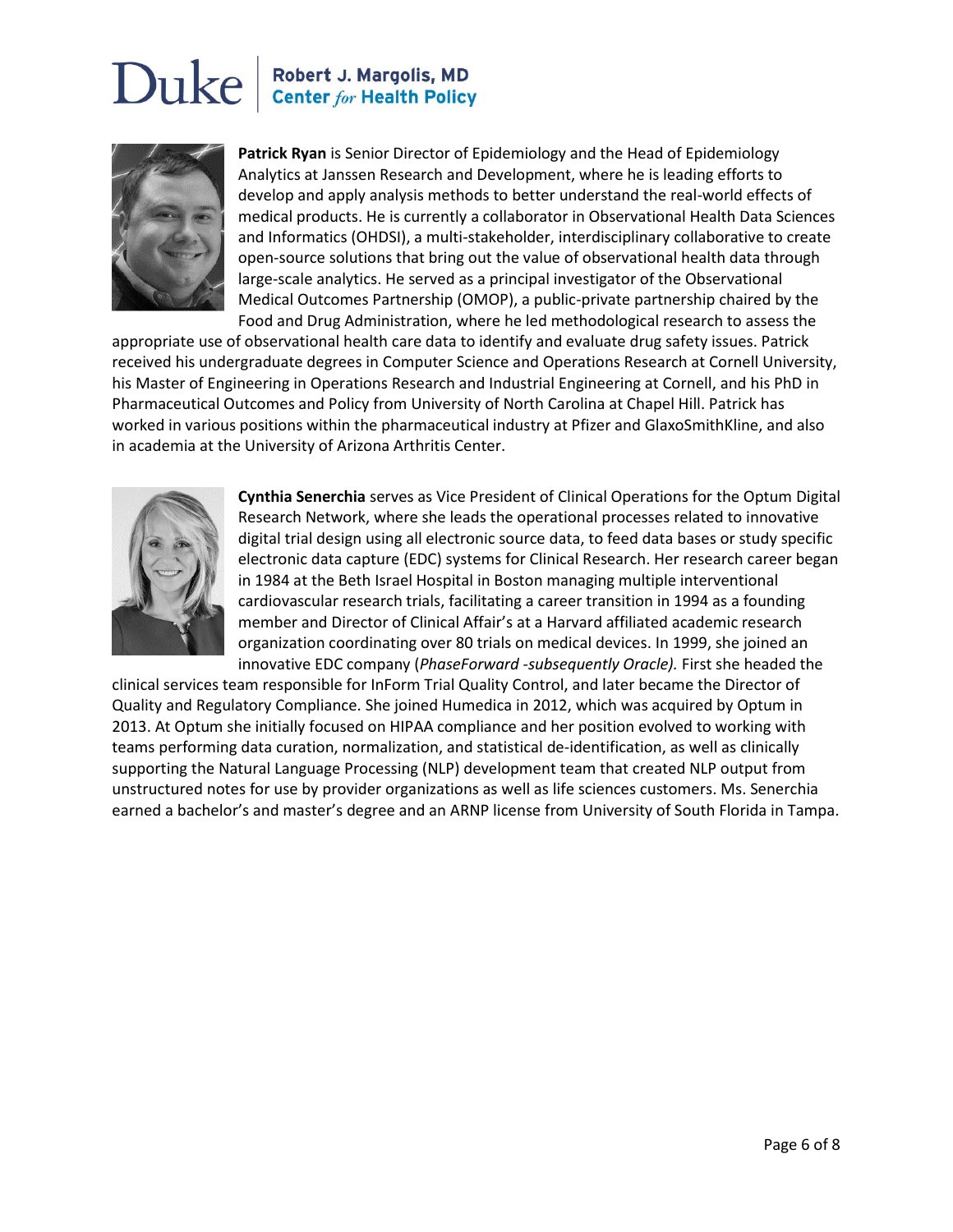**Patrick Ryan** is Senior Director of Epidemiology and the Head of Epidemiology Analytics at Janssen Research and Development, where he is leading efforts to develop and apply analysis methods to better understand the real-world effects of medical products. He is currently a collaborator in Observational Health Data Sciences and Informatics (OHDSI), a multi-stakeholder, interdisciplinary collaborative to create open-source solutions that bring out the value of observational health data through large-scale analytics. He served as a principal investigator of the Observational Medical Outcomes Partnership (OMOP), a public-private partnership chaired by the Food and Drug Administration, where he led methodological research to assess the appropriate use of observational health care data to identify and evaluate drug safety issues. Patrick received his undergraduate degrees in Computer Science and Operations Research at Cornell University, his Master of Engineering in Operations Research and Industrial Engineering at Cornell, and his PhD in Pharmaceutical Outcomes and Policy from University of North Carolina at Chapel Hill. Patrick has worked in various positions within the pharmaceutical industry at Pfizer and GlaxoSmithKline, and also in academia at the University of Arizona Arthritis Center.

**Cynthia Senerchia** serves as Vice President of Clinical Operations for the Optum Digital Research Network, where she leads the operational processes related to innovative digital trial design using all electronic source data, to feed data bases or study specific electronic data capture (EDC) systems for Clinical Research. Her research career began in 1984 at the Beth Israel Hospital in Boston managing multiple interventional cardiovascular research trials, facilitating a career transition in 1994 as a founding member and Director of Clinical Affair's at a Harvard affiliated academic research organization coordinating over 80 trials on medical devices. In 1999, she joined an innovative EDC company (*PhaseForward -subsequently Oracle).* First she headed the clinical services team responsible for InForm Trial Quality Control, and later became the Director of Quality and Regulatory Compliance. She joined Humedica in 2012, which was acquired by Optum in 2013. At Optum she initially focused on HIPAA compliance and her position evolved to working with teams performing data curation, normalization, and statistical de-identification, as well as clinically supporting the Natural Language Processing (NLP) development team that created NLP output from unstructured notes for use by provider organizations as well as life sciences customers. Ms. Senerchia earned a bachelor's and master's degree and an ARNP license from University of South Florida in Tampa.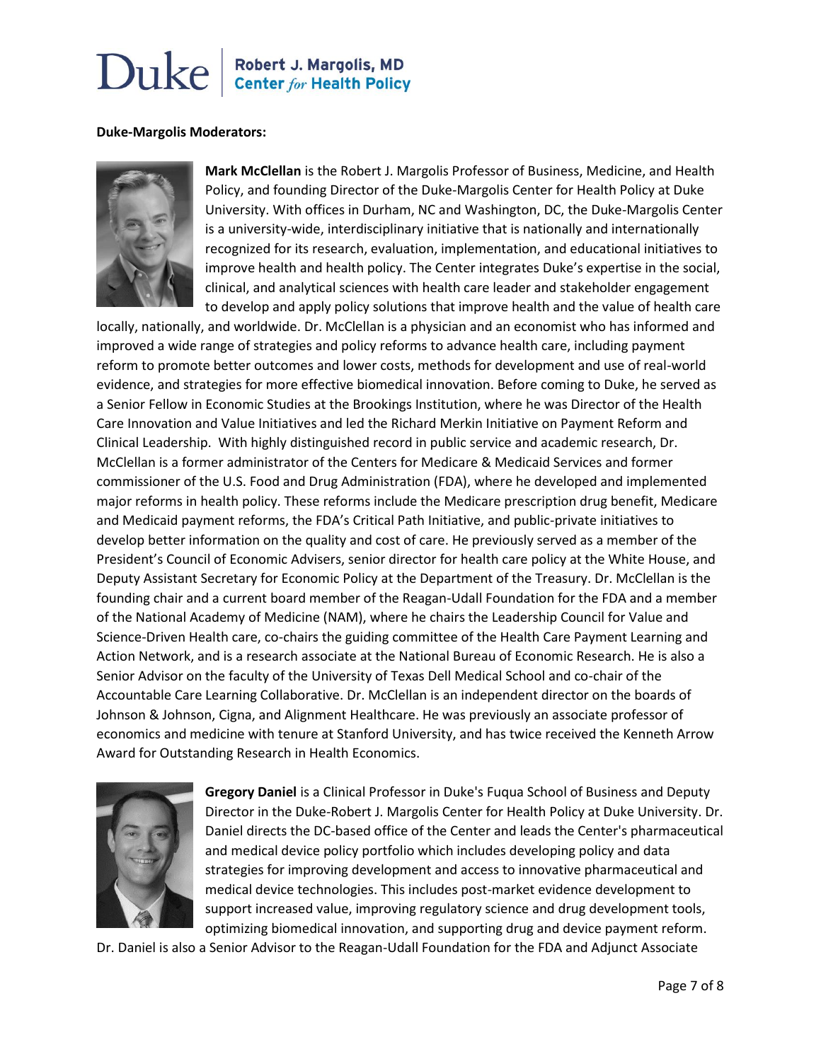**Duke-Margolis Moderators:**

**Mark McClellan** is the Robert J. Margolis Professor of Business, Medicine, and Health Policy, and founding Director of the Duke-Margolis Center for Health Policy at Duke University. With offices in Durham, NC and Washington, DC, the Duke-Margolis Center is a university-wide, interdisciplinary initiative that is nationally and internationally recognized for its research, evaluation, implementation, and educational initiatives to improve health and health policy. The Center integrates Duke's expertise in the social, clinical, and analytical sciences with health care leader and stakeholder engagement to develop and apply policy solutions that improve health and the value of health care locally, nationally, and worldwide. Dr. McClellan is a physician and an economist who has informed and improved a wide range of strategies and policy reforms to advance health care, including payment reform to promote better outcomes and lower costs, methods for development and use of real-world evidence, and strategies for more effective biomedical innovation. Before coming to Duke, he served as a Senior Fellow in Economic Studies at the Brookings Institution, where he was Director of the Health Care Innovation and Value Initiatives and led the Richard Merkin Initiative on Payment Reform and Clinical Leadership. With highly distinguished record in public service and academic research, Dr. McClellan is a former administrator of the Centers for Medicare & Medicaid Services and former commissioner of the U.S. Food and Drug Administration (FDA), where he developed and implemented major reforms in health policy. These reforms include the Medicare prescription drug benefit, Medicare and Medicaid payment reforms, the FDA's Critical Path Initiative, and public-private initiatives to develop better information on the quality and cost of care. He previously served as a member of the President's Council of Economic Advisers, senior director for health care policy at the White House, and Deputy Assistant Secretary for Economic Policy at the Department of the Treasury. Dr. McClellan is the founding chair and a current board member of the Reagan-Udall Foundation for the FDA and a member of the National Academy of Medicine (NAM), where he chairs the Leadership Council for Value and Science-Driven Health care, co-chairs the guiding committee of the Health Care Payment Learning and Action Network, and is a research associate at the National Bureau of Economic Research. He is also a Senior Advisor on the faculty of the University of Texas Dell Medical School and co-chair of the Accountable Care Learning Collaborative. Dr. McClellan is an independent director on the boards of Johnson & Johnson, Cigna, and Alignment Healthcare. He was previously an associate professor of economics and medicine with tenure at Stanford University, and has twice received the Kenneth Arrow Award for Outstanding Research in Health Economics.

**Gregory Daniel** is a Clinical Professor in Duke's Fuqua School of Business and Deputy Director in the Duke-Robert J. Margolis Center for Health Policy at Duke University. Dr. Daniel directs the DC-based office of the Center and leads the Center's pharmaceutical and medical device policy portfolio which includes developing policy and data strategies for improving development and access to innovative pharmaceutical and medical device technologies. This includes post-market evidence development to support increased value, improving regulatory science and drug development tools, optimizing biomedical innovation, and supporting drug and device payment reform. Dr. Daniel is also a Senior Advisor to the Reagan-Udall Foundation for the FDA and Adjunct Associate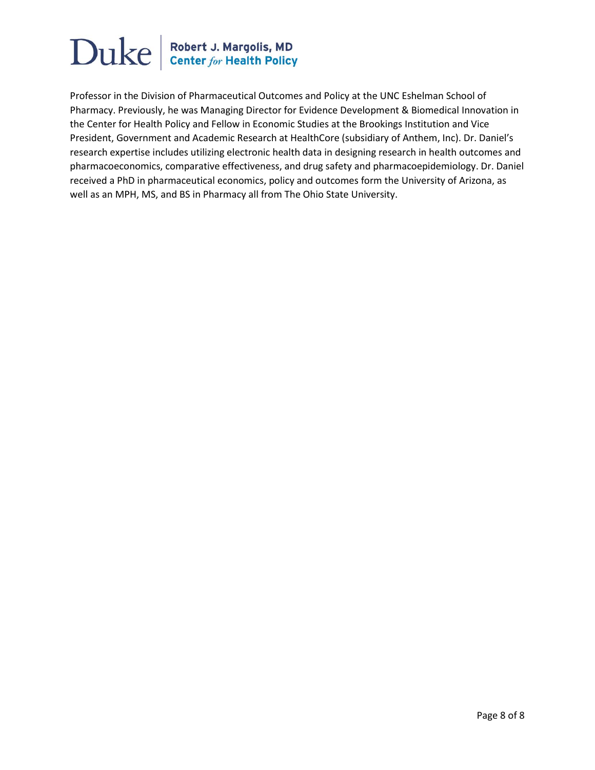Professor in the Division of Pharmaceutical Outcomes and Policy at the UNC Eshelman School of Pharmacy. Previously, he was Managing Director for Evidence Development & Biomedical Innovation in the Center for Health Policy and Fellow in Economic Studies at the Brookings Institution and Vice President, Government and Academic Research at HealthCore (subsidiary of Anthem, Inc). Dr. Daniel's research expertise includes utilizing electronic health data in designing research in health outcomes and pharmacoeconomics, comparative effectiveness, and drug safety and pharmacoepidemiology. Dr. Daniel received a PhD in pharmaceutical economics, policy and outcomes form the University of Arizona, as well as an MPH, MS, and BS in Pharmacy all from The Ohio State University.